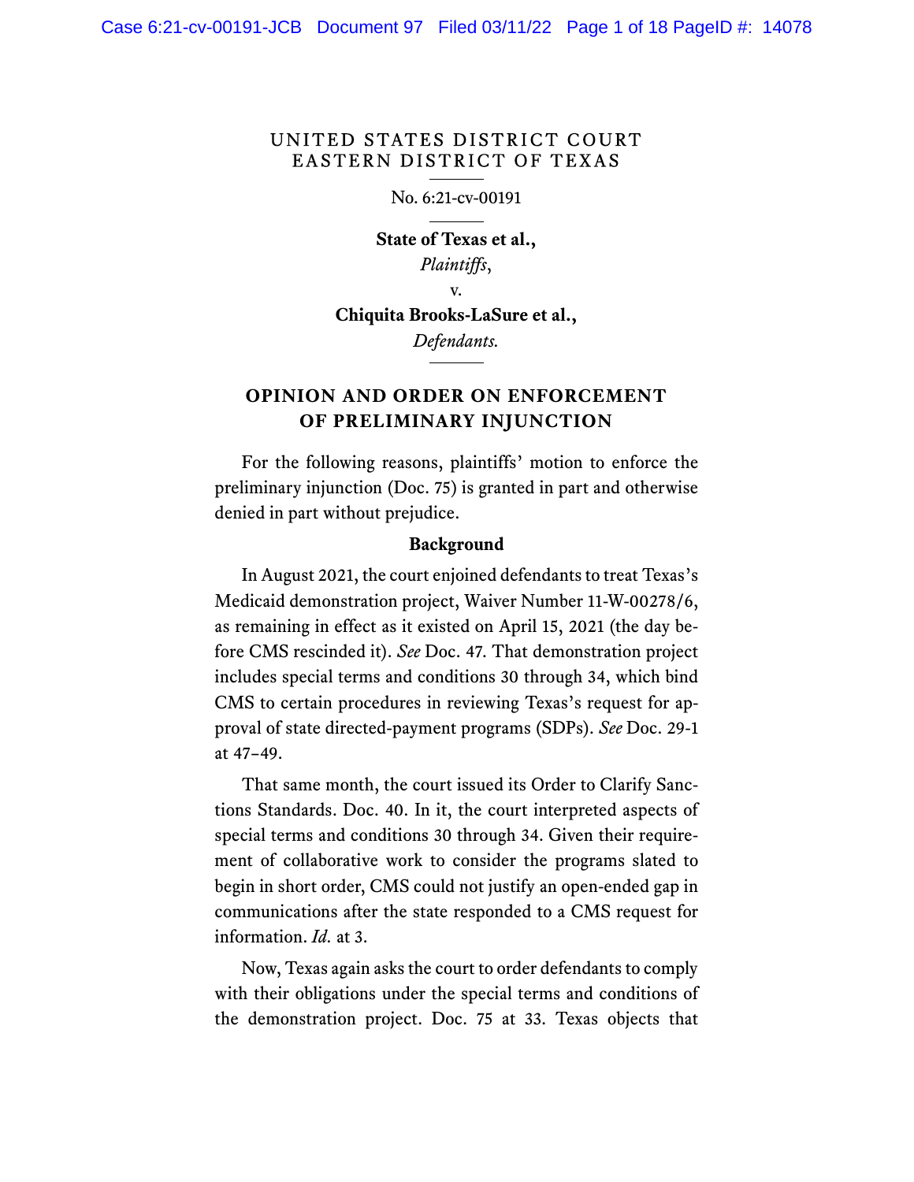UNITED STATES DISTRICT COURT
EASTERN DISTRICT OF TEXAS

No. 6:21-cv-00191

**State of Texas et al.,**
*Plaintiffs*,

v.

**Chiquita Brooks-LaSure et al.,**
*Defendants.*

## OPINION AND ORDER ON ENFORCEMENT OF PRELIMINARY INJUNCTION

For the following reasons, plaintiffs' motion to enforce the preliminary injunction (Doc. 75) is granted in part and otherwise denied in part without prejudice.

### Background

In August 2021, the court enjoined defendants to treat Texas's Medicaid demonstration project, Waiver Number 11-W-00278/6, as remaining in effect as it existed on April 15, 2021 (the day before CMS rescinded it). *See* Doc. 47. That demonstration project includes special terms and conditions 30 through 34, which bind CMS to certain procedures in reviewing Texas's request for approval of state directed-payment programs (SDPs). *See* Doc. 29-1 at 47–49.

That same month, the court issued its Order to Clarify Sanctions Standards. Doc. 40. In it, the court interpreted aspects of special terms and conditions 30 through 34. Given their requirement of collaborative work to consider the programs slated to begin in short order, CMS could not justify an open-ended gap in communications after the state responded to a CMS request for information. *Id.* at 3.

Now, Texas again asks the court to order defendants to comply with their obligations under the special terms and conditions of the demonstration project. Doc. 75 at 33. Texas objects that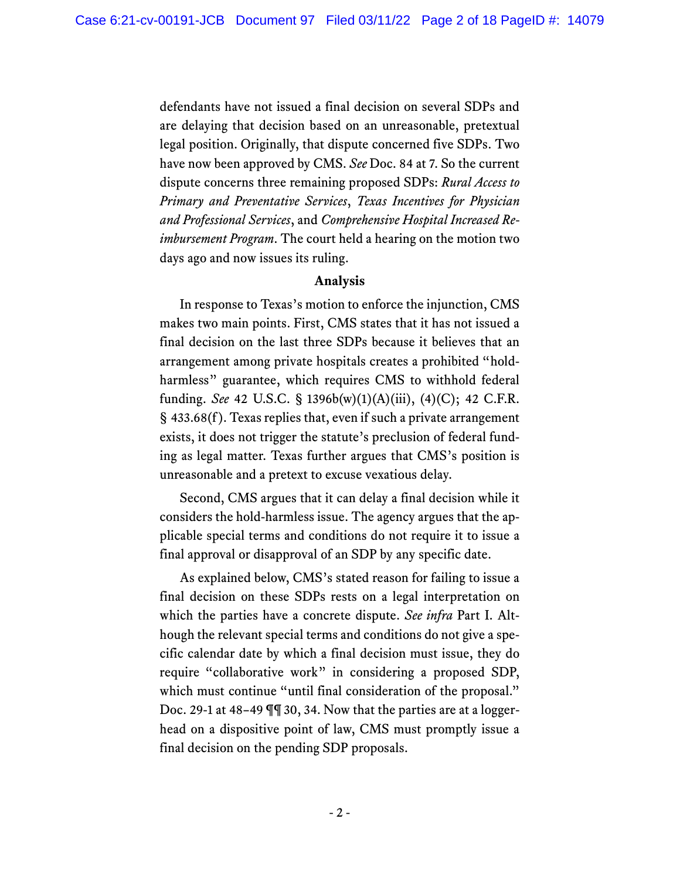defendants have not issued a final decision on several SDPs and are delaying that decision based on an unreasonable, pretextual legal position. Originally, that dispute concerned five SDPs. Two have now been approved by CMS. *See* Doc. 84 at 7. So the current dispute concerns three remaining proposed SDPs: *Rural Access to Primary and Preventative Services*, *Texas Incentives for Physician and Professional Services*, and *Comprehensive Hospital Increased Reimbursement Program*. The court held a hearing on the motion two days ago and now issues its ruling.

**Analysis**

In response to Texas's motion to enforce the injunction, CMS makes two main points. First, CMS states that it has not issued a final decision on the last three SDPs because it believes that an arrangement among private hospitals creates a prohibited "hold-harmless" guarantee, which requires CMS to withhold federal funding. *See* 42 U.S.C. § 1396b(w)(1)(A)(iii), (4)(C); 42 C.F.R. § 433.68(f). Texas replies that, even if such a private arrangement exists, it does not trigger the statute's preclusion of federal funding as legal matter. Texas further argues that CMS's position is unreasonable and a pretext to excuse vexatious delay.

Second, CMS argues that it can delay a final decision while it considers the hold-harmless issue. The agency argues that the applicable special terms and conditions do not require it to issue a final approval or disapproval of an SDP by any specific date.

As explained below, CMS's stated reason for failing to issue a final decision on these SDPs rests on a legal interpretation on which the parties have a concrete dispute. *See infra* Part I. Although the relevant special terms and conditions do not give a specific calendar date by which a final decision must issue, they do require "collaborative work" in considering a proposed SDP, which must continue "until final consideration of the proposal." Doc. 29-1 at 48–49 ¶¶ 30, 34. Now that the parties are at a loggerhead on a dispositive point of law, CMS must promptly issue a final decision on the pending SDP proposals.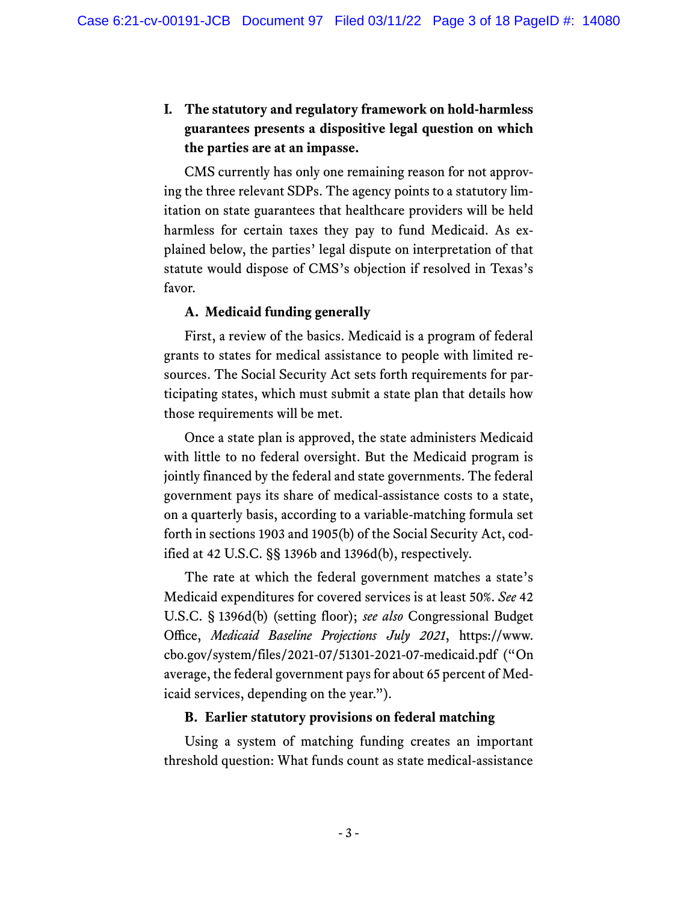## I. The statutory and regulatory framework on hold-harmless guarantees presents a dispositive legal question on which the parties are at an impasse.

CMS currently has only one remaining reason for not approving the three relevant SDPs. The agency points to a statutory limitation on state guarantees that healthcare providers will be held harmless for certain taxes they pay to fund Medicaid. As explained below, the parties' legal dispute on interpretation of that statute would dispose of CMS's objection if resolved in Texas's favor.

### A. Medicaid funding generally

First, a review of the basics. Medicaid is a program of federal grants to states for medical assistance to people with limited resources. The Social Security Act sets forth requirements for participating states, which must submit a state plan that details how those requirements will be met.

Once a state plan is approved, the state administers Medicaid with little to no federal oversight. But the Medicaid program is jointly financed by the federal and state governments. The federal government pays its share of medical-assistance costs to a state, on a quarterly basis, according to a variable-matching formula set forth in sections 1903 and 1905(b) of the Social Security Act, codified at 42 U.S.C. §§ 1396b and 1396d(b), respectively.

The rate at which the federal government matches a state's Medicaid expenditures for covered services is at least 50%. *See* 42 U.S.C. § 1396d(b) (setting floor); *see also* Congressional Budget Office, *Medicaid Baseline Projections July 2021*, https://www.cbo.gov/system/files/2021-07/51301-2021-07-medicaid.pdf ("On average, the federal government pays for about 65 percent of Medicaid services, depending on the year.").

### B. Earlier statutory provisions on federal matching

Using a system of matching funding creates an important threshold question: What funds count as state medical-assistance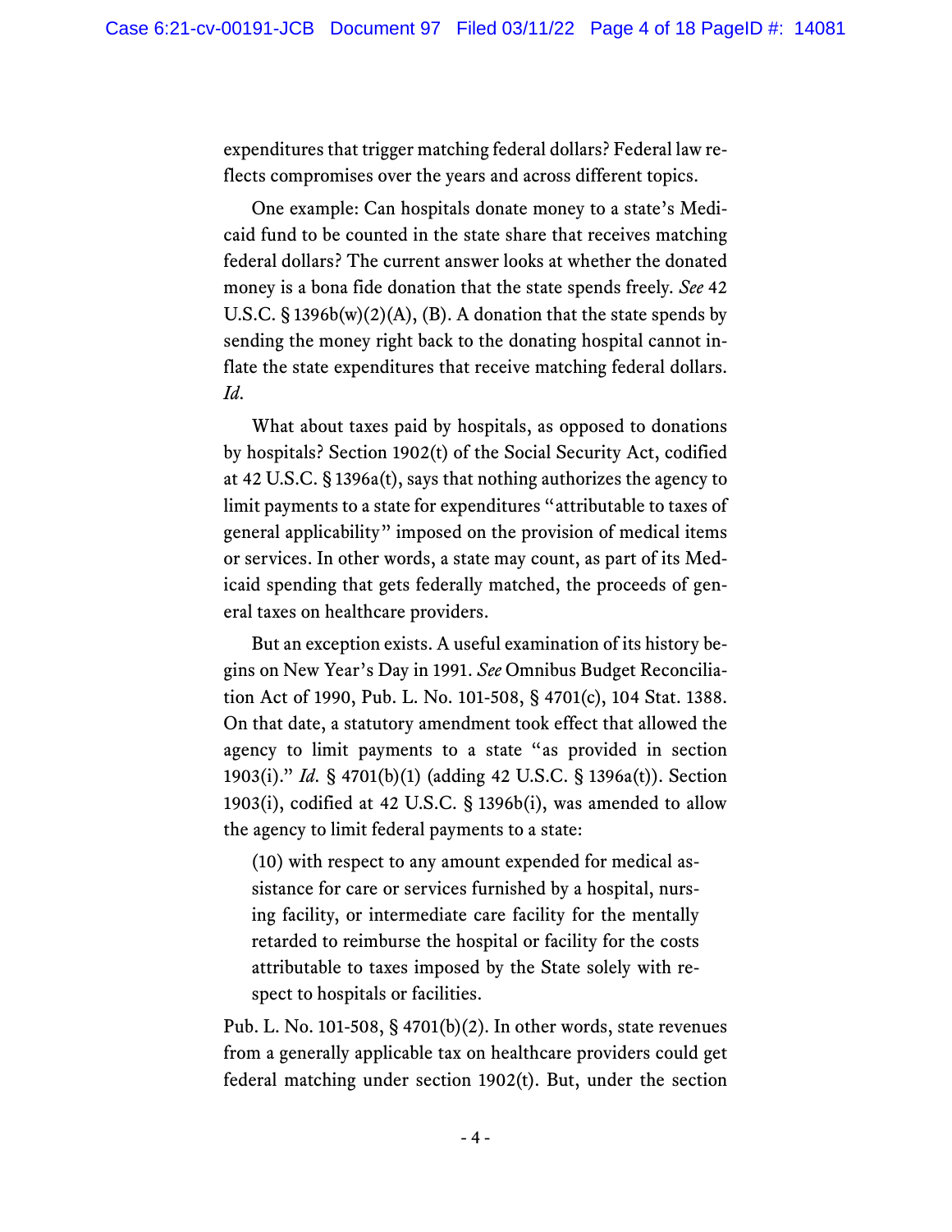expenditures that trigger matching federal dollars? Federal law reflects compromises over the years and across different topics.

One example: Can hospitals donate money to a state's Medicaid fund to be counted in the state share that receives matching federal dollars? The current answer looks at whether the donated money is a bona fide donation that the state spends freely. *See* 42 U.S.C. § 1396b(w)(2)(A), (B). A donation that the state spends by sending the money right back to the donating hospital cannot inflate the state expenditures that receive matching federal dollars. *Id*.

What about taxes paid by hospitals, as opposed to donations by hospitals? Section 1902(t) of the Social Security Act, codified at 42 U.S.C. § 1396a(t), says that nothing authorizes the agency to limit payments to a state for expenditures "attributable to taxes of general applicability" imposed on the provision of medical items or services. In other words, a state may count, as part of its Medicaid spending that gets federally matched, the proceeds of general taxes on healthcare providers.

But an exception exists. A useful examination of its history begins on New Year's Day in 1991. *See* Omnibus Budget Reconciliation Act of 1990, Pub. L. No. 101-508, § 4701(c), 104 Stat. 1388. On that date, a statutory amendment took effect that allowed the agency to limit payments to a state "as provided in section 1903(i)." *Id*. § 4701(b)(1) (adding 42 U.S.C. § 1396a(t)). Section 1903(i), codified at 42 U.S.C. § 1396b(i), was amended to allow the agency to limit federal payments to a state:

> (10) with respect to any amount expended for medical assistance for care or services furnished by a hospital, nursing facility, or intermediate care facility for the mentally retarded to reimburse the hospital or facility for the costs attributable to taxes imposed by the State solely with respect to hospitals or facilities.

Pub. L. No. 101-508, § 4701(b)(2). In other words, state revenues from a generally applicable tax on healthcare providers could get federal matching under section 1902(t). But, under the section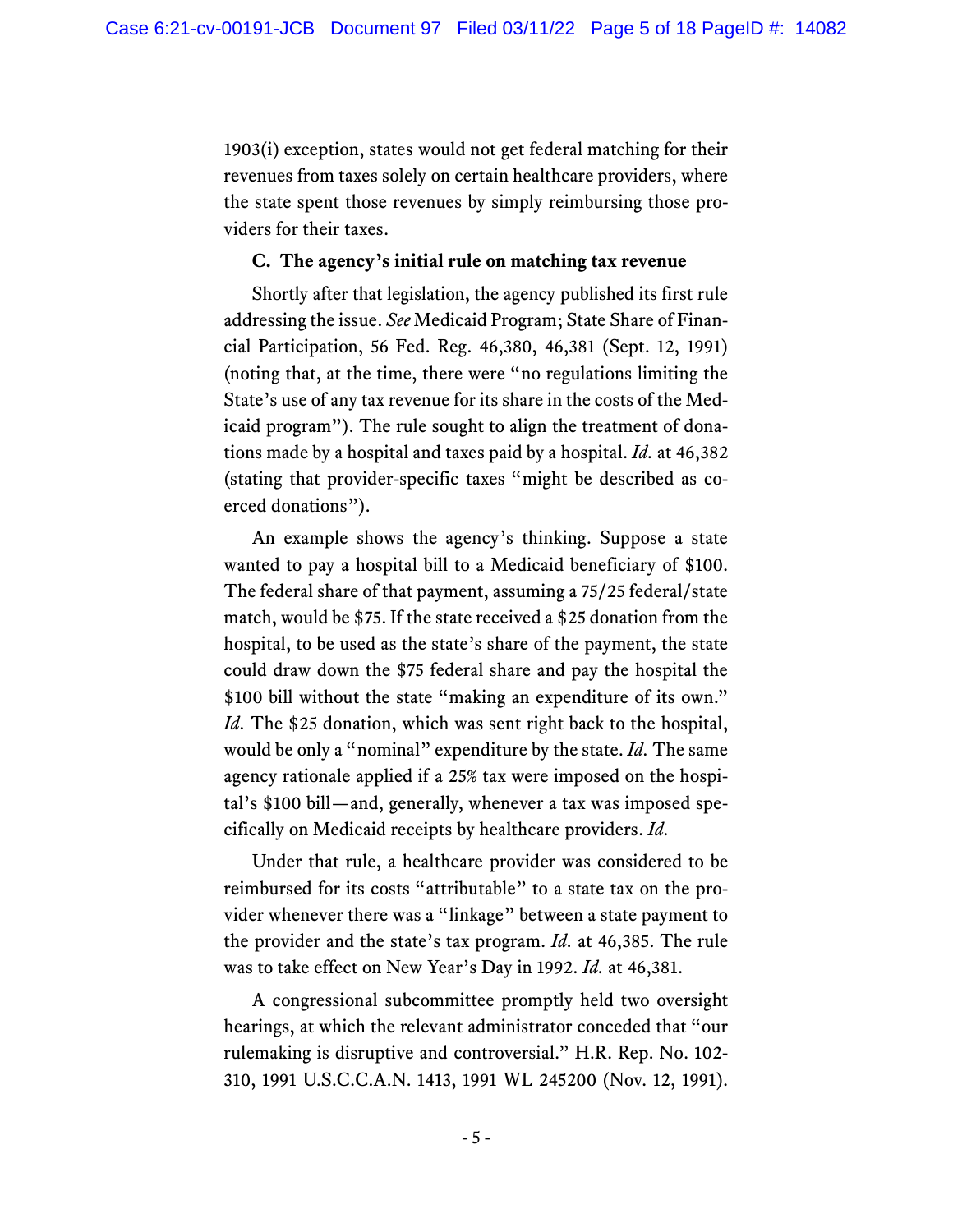1903(i) exception, states would not get federal matching for their revenues from taxes solely on certain healthcare providers, where the state spent those revenues by simply reimbursing those providers for their taxes.

### C. The agency's initial rule on matching tax revenue

Shortly after that legislation, the agency published its first rule addressing the issue. *See* Medicaid Program; State Share of Financial Participation, 56 Fed. Reg. 46,380, 46,381 (Sept. 12, 1991) (noting that, at the time, there were "no regulations limiting the State's use of any tax revenue for its share in the costs of the Medicaid program"). The rule sought to align the treatment of donations made by a hospital and taxes paid by a hospital. *Id.* at 46,382 (stating that provider-specific taxes "might be described as coerced donations").

An example shows the agency's thinking. Suppose a state wanted to pay a hospital bill to a Medicaid beneficiary of $100. The federal share of that payment, assuming a 75/25 federal/state match, would be $75. If the state received a $25 donation from the hospital, to be used as the state's share of the payment, the state could draw down the $75 federal share and pay the hospital the $100 bill without the state "making an expenditure of its own." *Id.* The $25 donation, which was sent right back to the hospital, would be only a "nominal" expenditure by the state. *Id.* The same agency rationale applied if a 25% tax were imposed on the hospital's $100 bill—and, generally, whenever a tax was imposed specifically on Medicaid receipts by healthcare providers. *Id.*

Under that rule, a healthcare provider was considered to be reimbursed for its costs "attributable" to a state tax on the provider whenever there was a "linkage" between a state payment to the provider and the state's tax program. *Id.* at 46,385. The rule was to take effect on New Year's Day in 1992. *Id.* at 46,381.

A congressional subcommittee promptly held two oversight hearings, at which the relevant administrator conceded that "our rulemaking is disruptive and controversial." H.R. Rep. No. 102-310, 1991 U.S.C.C.A.N. 1413, 1991 WL 245200 (Nov. 12, 1991).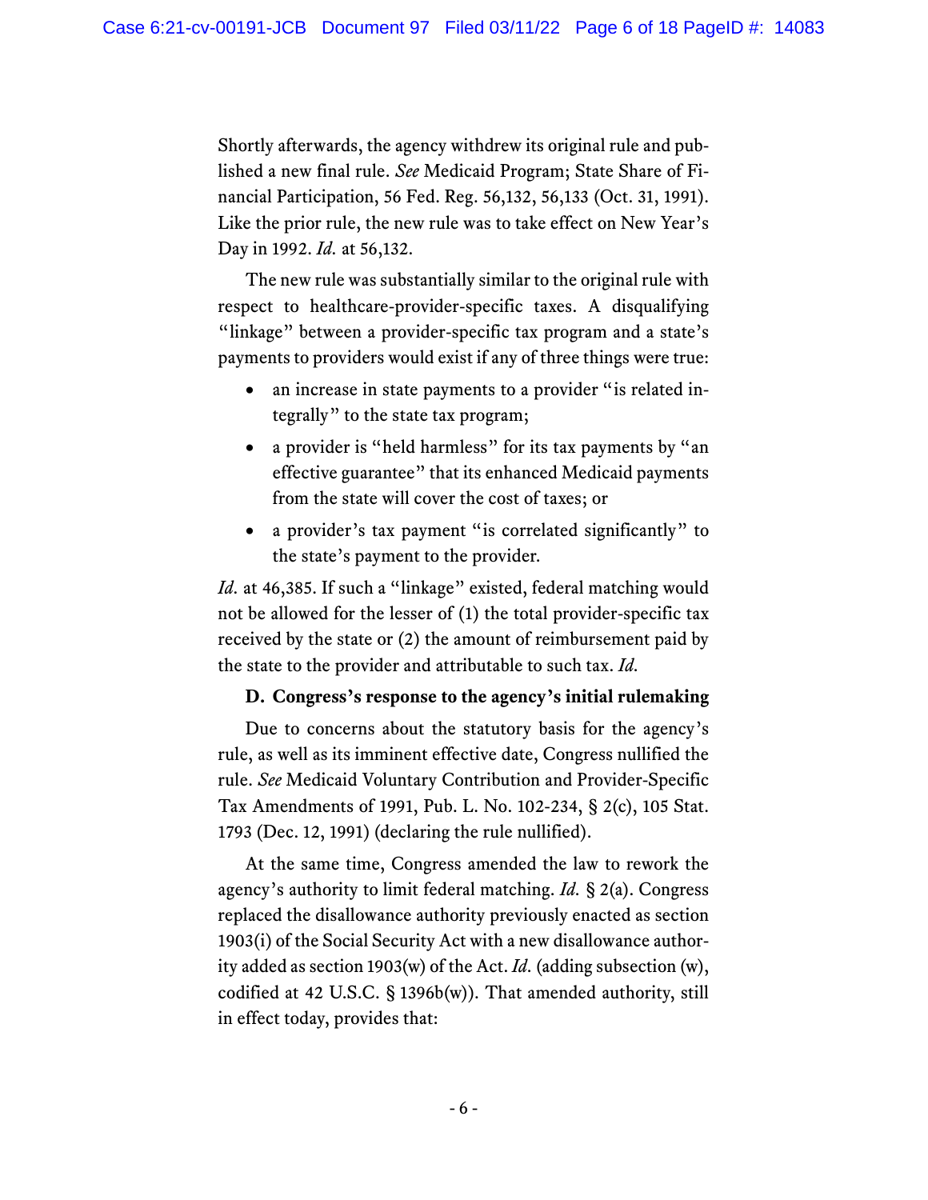Shortly afterwards, the agency withdrew its original rule and published a new final rule. *See* Medicaid Program; State Share of Financial Participation, 56 Fed. Reg. 56,132, 56,133 (Oct. 31, 1991). Like the prior rule, the new rule was to take effect on New Year's Day in 1992. *Id.* at 56,132.

The new rule was substantially similar to the original rule with respect to healthcare-provider-specific taxes. A disqualifying "linkage" between a provider-specific tax program and a state's payments to providers would exist if any of three things were true:

- an increase in state payments to a provider "is related integrally" to the state tax program;
- a provider is "held harmless" for its tax payments by "an effective guarantee" that its enhanced Medicaid payments from the state will cover the cost of taxes; or
- a provider's tax payment "is correlated significantly" to the state's payment to the provider.

*Id.* at 46,385. If such a "linkage" existed, federal matching would not be allowed for the lesser of (1) the total provider-specific tax received by the state or (2) the amount of reimbursement paid by the state to the provider and attributable to such tax. *Id.*

### D. Congress's response to the agency's initial rulemaking

Due to concerns about the statutory basis for the agency's rule, as well as its imminent effective date, Congress nullified the rule. *See* Medicaid Voluntary Contribution and Provider-Specific Tax Amendments of 1991, Pub. L. No. 102-234, § 2(c), 105 Stat. 1793 (Dec. 12, 1991) (declaring the rule nullified).

At the same time, Congress amended the law to rework the agency's authority to limit federal matching. *Id.* § 2(a). Congress replaced the disallowance authority previously enacted as section 1903(i) of the Social Security Act with a new disallowance authority added as section 1903(w) of the Act. *Id.* (adding subsection (w), codified at 42 U.S.C. § 1396b(w)). That amended authority, still in effect today, provides that: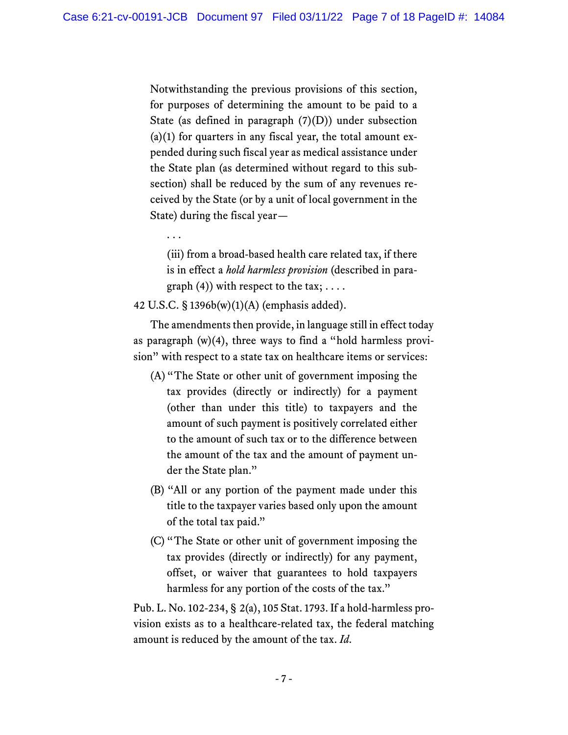> Notwithstanding the previous provisions of this section, for purposes of determining the amount to be paid to a State (as defined in paragraph (7)(D)) under subsection (a)(1) for quarters in any fiscal year, the total amount expended during such fiscal year as medical assistance under the State plan (as determined without regard to this subsection) shall be reduced by the sum of any revenues received by the State (or by a unit of local government in the State) during the fiscal year—
>
> . . .
>
> (iii) from a broad-based health care related tax, if there is in effect a *hold harmless provision* (described in paragraph (4)) with respect to the tax; . . . .

42 U.S.C. § 1396b(w)(1)(A) (emphasis added).

The amendments then provide, in language still in effect today as paragraph (w)(4), three ways to find a "hold harmless provision" with respect to a state tax on healthcare items or services:

> (A) "The State or other unit of government imposing the tax provides (directly or indirectly) for a payment (other than under this title) to taxpayers and the amount of such payment is positively correlated either to the amount of such tax or to the difference between the amount of the tax and the amount of payment under the State plan."
>
> (B) "All or any portion of the payment made under this title to the taxpayer varies based only upon the amount of the total tax paid."
>
> (C) "The State or other unit of government imposing the tax provides (directly or indirectly) for any payment, offset, or waiver that guarantees to hold taxpayers harmless for any portion of the costs of the tax."

Pub. L. No. 102-234, § 2(a), 105 Stat. 1793. If a hold-harmless provision exists as to a healthcare-related tax, the federal matching amount is reduced by the amount of the tax. *Id.*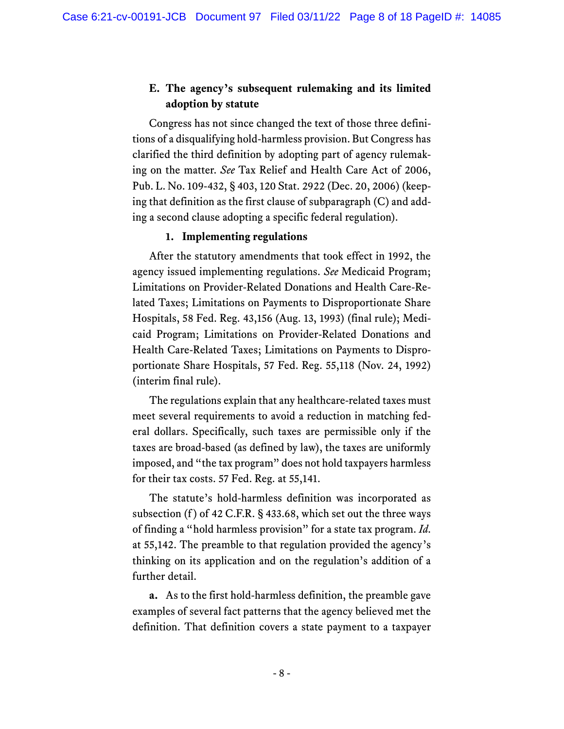### E. The agency's subsequent rulemaking and its limited adoption by statute

Congress has not since changed the text of those three definitions of a disqualifying hold-harmless provision. But Congress has clarified the third definition by adopting part of agency rulemaking on the matter. *See* Tax Relief and Health Care Act of 2006, Pub. L. No. 109-432, § 403, 120 Stat. 2922 (Dec. 20, 2006) (keeping that definition as the first clause of subparagraph (C) and adding a second clause adopting a specific federal regulation).

#### 1. Implementing regulations

After the statutory amendments that took effect in 1992, the agency issued implementing regulations. *See* Medicaid Program; Limitations on Provider-Related Donations and Health Care-Related Taxes; Limitations on Payments to Disproportionate Share Hospitals, 58 Fed. Reg. 43,156 (Aug. 13, 1993) (final rule); Medicaid Program; Limitations on Provider-Related Donations and Health Care-Related Taxes; Limitations on Payments to Disproportionate Share Hospitals, 57 Fed. Reg. 55,118 (Nov. 24, 1992) (interim final rule).

The regulations explain that any healthcare-related taxes must meet several requirements to avoid a reduction in matching federal dollars. Specifically, such taxes are permissible only if the taxes are broad-based (as defined by law), the taxes are uniformly imposed, and "the tax program" does not hold taxpayers harmless for their tax costs. 57 Fed. Reg. at 55,141.

The statute's hold-harmless definition was incorporated as subsection (f) of 42 C.F.R. § 433.68, which set out the three ways of finding a "hold harmless provision" for a state tax program. *Id.* at 55,142. The preamble to that regulation provided the agency's thinking on its application and on the regulation's addition of a further detail.

**a.** As to the first hold-harmless definition, the preamble gave examples of several fact patterns that the agency believed met the definition. That definition covers a state payment to a taxpayer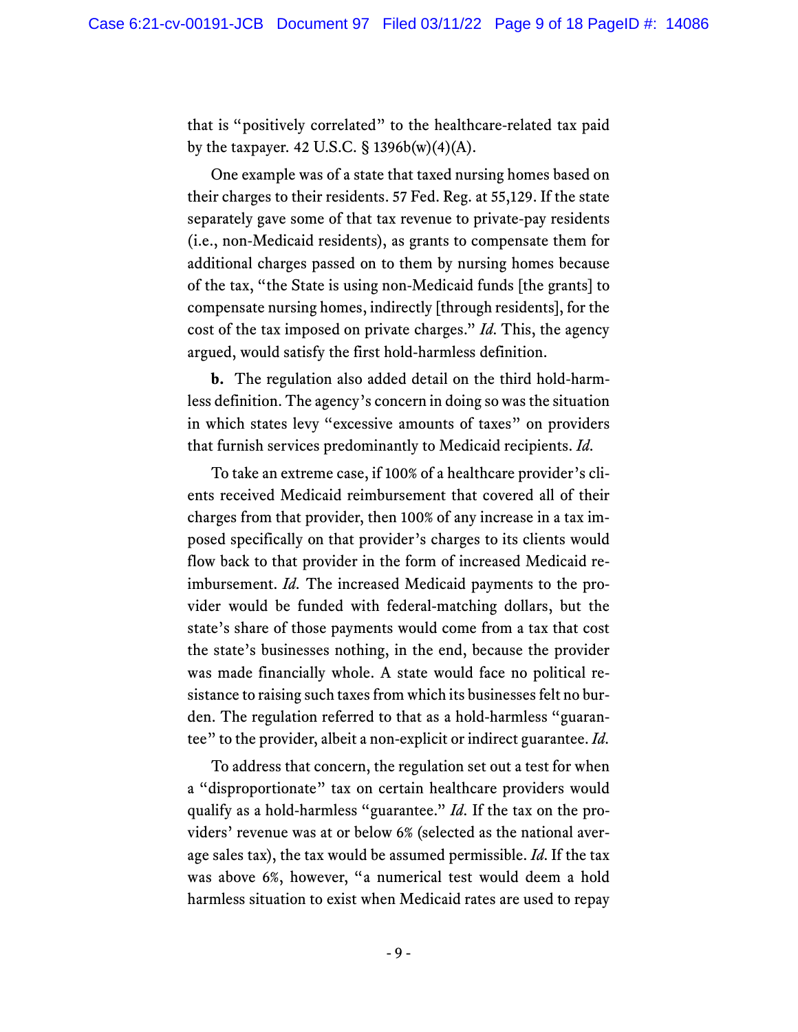that is "positively correlated" to the healthcare-related tax paid by the taxpayer. 42 U.S.C. § 1396b(w)(4)(A).

One example was of a state that taxed nursing homes based on their charges to their residents. 57 Fed. Reg. at 55,129. If the state separately gave some of that tax revenue to private-pay residents (i.e., non-Medicaid residents), as grants to compensate them for additional charges passed on to them by nursing homes because of the tax, "the State is using non-Medicaid funds [the grants] to compensate nursing homes, indirectly [through residents], for the cost of the tax imposed on private charges." *Id.* This, the agency argued, would satisfy the first hold-harmless definition.

**b.** The regulation also added detail on the third hold-harmless definition. The agency's concern in doing so was the situation in which states levy "excessive amounts of taxes" on providers that furnish services predominantly to Medicaid recipients. *Id.*

To take an extreme case, if 100% of a healthcare provider's clients received Medicaid reimbursement that covered all of their charges from that provider, then 100% of any increase in a tax imposed specifically on that provider's charges to its clients would flow back to that provider in the form of increased Medicaid reimbursement. *Id.* The increased Medicaid payments to the provider would be funded with federal-matching dollars, but the state's share of those payments would come from a tax that cost the state's businesses nothing, in the end, because the provider was made financially whole. A state would face no political resistance to raising such taxes from which its businesses felt no burden. The regulation referred to that as a hold-harmless "guarantee" to the provider, albeit a non-explicit or indirect guarantee. *Id.*

To address that concern, the regulation set out a test for when a "disproportionate" tax on certain healthcare providers would qualify as a hold-harmless "guarantee." *Id.* If the tax on the providers' revenue was at or below 6% (selected as the national average sales tax), the tax would be assumed permissible. *Id.* If the tax was above 6%, however, "a numerical test would deem a hold harmless situation to exist when Medicaid rates are used to repay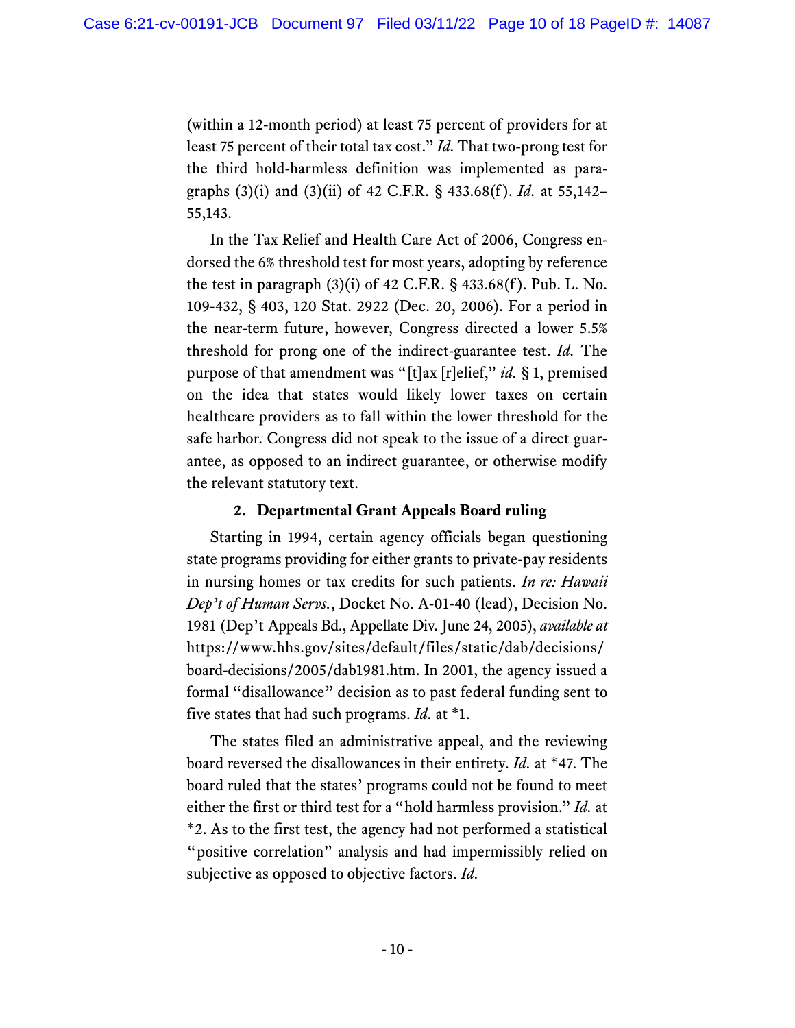(within a 12-month period) at least 75 percent of providers for at least 75 percent of their total tax cost." *Id.* That two-prong test for the third hold-harmless definition was implemented as paragraphs (3)(i) and (3)(ii) of 42 C.F.R. § 433.68(f). *Id.* at 55,142–55,143.

In the Tax Relief and Health Care Act of 2006, Congress endorsed the 6% threshold test for most years, adopting by reference the test in paragraph (3)(i) of 42 C.F.R. § 433.68(f). Pub. L. No. 109-432, § 403, 120 Stat. 2922 (Dec. 20, 2006). For a period in the near-term future, however, Congress directed a lower 5.5% threshold for prong one of the indirect-guarantee test. *Id.* The purpose of that amendment was "[t]ax [r]elief," *id.* § 1, premised on the idea that states would likely lower taxes on certain healthcare providers as to fall within the lower threshold for the safe harbor. Congress did not speak to the issue of a direct guarantee, as opposed to an indirect guarantee, or otherwise modify the relevant statutory text.

**2. Departmental Grant Appeals Board ruling**

Starting in 1994, certain agency officials began questioning state programs providing for either grants to private-pay residents in nursing homes or tax credits for such patients. *In re: Hawaii Dep't of Human Servs.*, Docket No. A-01-40 (lead), Decision No. 1981 (Dep't Appeals Bd., Appellate Div. June 24, 2005), *available at* https://www.hhs.gov/sites/default/files/static/dab/decisions/board-decisions/2005/dab1981.htm. In 2001, the agency issued a formal "disallowance" decision as to past federal funding sent to five states that had such programs. *Id.* at *1.

The states filed an administrative appeal, and the reviewing board reversed the disallowances in their entirety. *Id.* at *47. The board ruled that the states' programs could not be found to meet either the first or third test for a "hold harmless provision." *Id.* at *2. As to the first test, the agency had not performed a statistical "positive correlation" analysis and had impermissibly relied on subjective as opposed to objective factors. *Id.*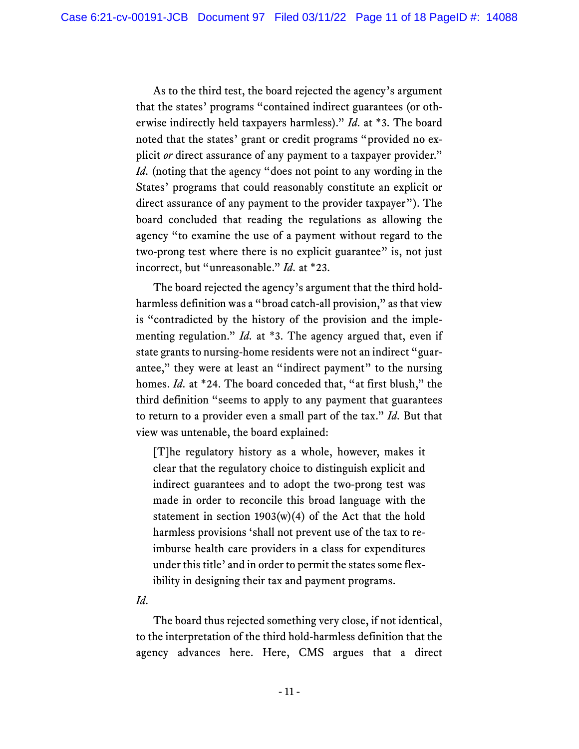As to the third test, the board rejected the agency's argument that the states' programs "contained indirect guarantees (or otherwise indirectly held taxpayers harmless)." *Id.* at \*3. The board noted that the states' grant or credit programs "provided no explicit *or* direct assurance of any payment to a taxpayer provider." *Id.* (noting that the agency "does not point to any wording in the States' programs that could reasonably constitute an explicit or direct assurance of any payment to the provider taxpayer"). The board concluded that reading the regulations as allowing the agency "to examine the use of a payment without regard to the two-prong test where there is no explicit guarantee" is, not just incorrect, but "unreasonable." *Id.* at \*23.

The board rejected the agency's argument that the third hold-harmless definition was a "broad catch-all provision," as that view is "contradicted by the history of the provision and the implementing regulation." *Id.* at \*3. The agency argued that, even if state grants to nursing-home residents were not an indirect "guarantee," they were at least an "indirect payment" to the nursing homes. *Id.* at \*24. The board conceded that, "at first blush," the third definition "seems to apply to any payment that guarantees to return to a provider even a small part of the tax." *Id.* But that view was untenable, the board explained:

> [T]he regulatory history as a whole, however, makes it clear that the regulatory choice to distinguish explicit and indirect guarantees and to adopt the two-prong test was made in order to reconcile this broad language with the statement in section 1903(w)(4) of the Act that the hold harmless provisions 'shall not prevent use of the tax to reimburse health care providers in a class for expenditures under this title' and in order to permit the states some flexibility in designing their tax and payment programs.

*Id.*

The board thus rejected something very close, if not identical, to the interpretation of the third hold-harmless definition that the agency advances here. Here, CMS argues that a direct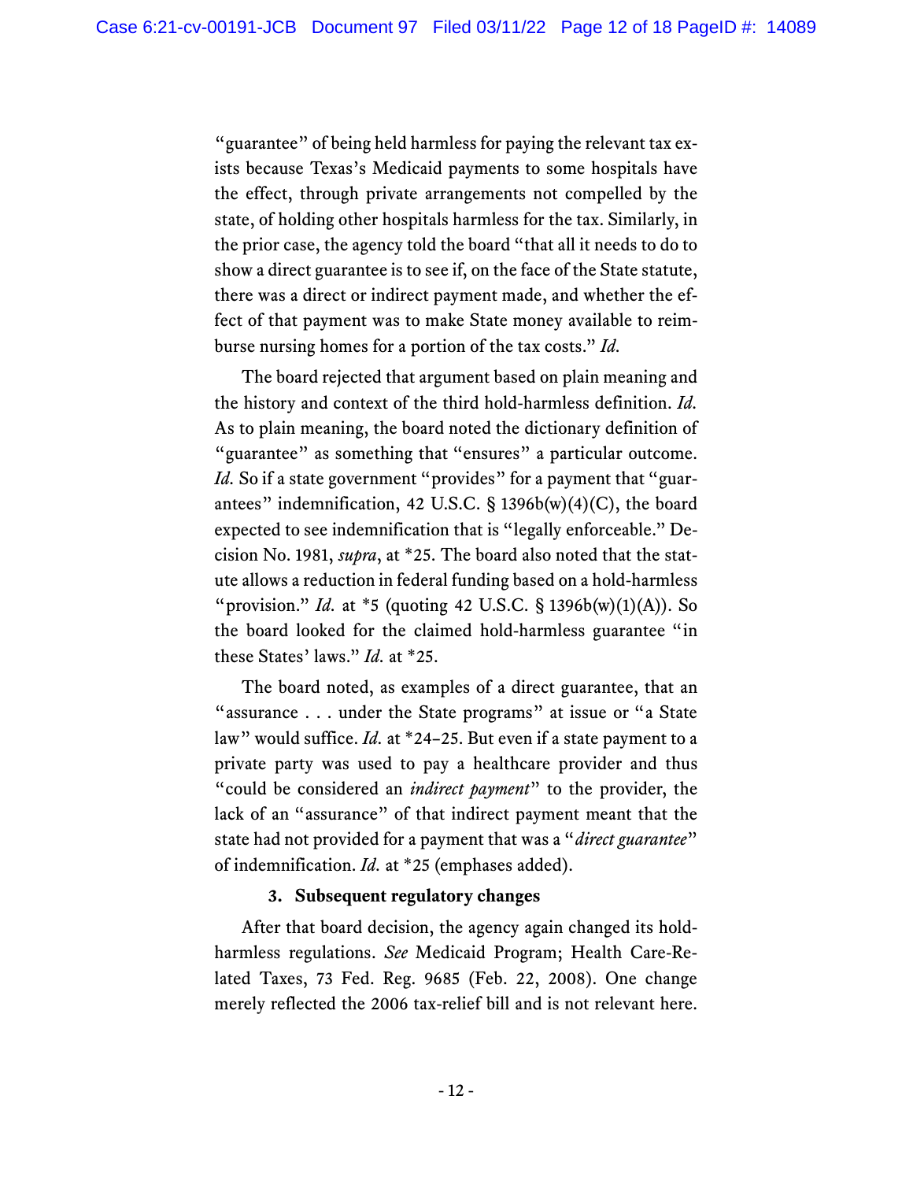"guarantee" of being held harmless for paying the relevant tax exists because Texas's Medicaid payments to some hospitals have the effect, through private arrangements not compelled by the state, of holding other hospitals harmless for the tax. Similarly, in the prior case, the agency told the board "that all it needs to do to show a direct guarantee is to see if, on the face of the State statute, there was a direct or indirect payment made, and whether the effect of that payment was to make State money available to reimburse nursing homes for a portion of the tax costs." *Id.*

The board rejected that argument based on plain meaning and the history and context of the third hold-harmless definition. *Id.* As to plain meaning, the board noted the dictionary definition of "guarantee" as something that "ensures" a particular outcome. *Id.* So if a state government "provides" for a payment that "guarantees" indemnification, 42 U.S.C. § 1396b(w)(4)(C), the board expected to see indemnification that is "legally enforceable." Decision No. 1981, *supra*, at *25. The board also noted that the statute allows a reduction in federal funding based on a hold-harmless "provision." *Id.* at *5 (quoting 42 U.S.C. § 1396b(w)(1)(A)). So the board looked for the claimed hold-harmless guarantee "in these States' laws." *Id.* at *25.

The board noted, as examples of a direct guarantee, that an "assurance . . . under the State programs" at issue or "a State law" would suffice. *Id.* at *24–25. But even if a state payment to a private party was used to pay a healthcare provider and thus "could be considered an *indirect payment*" to the provider, the lack of an "assurance" of that indirect payment meant that the state had not provided for a payment that was a "*direct guarantee*" of indemnification. *Id.* at *25 (emphases added).

**3. Subsequent regulatory changes**

After that board decision, the agency again changed its hold-harmless regulations. *See* Medicaid Program; Health Care-Related Taxes, 73 Fed. Reg. 9685 (Feb. 22, 2008). One change merely reflected the 2006 tax-relief bill and is not relevant here.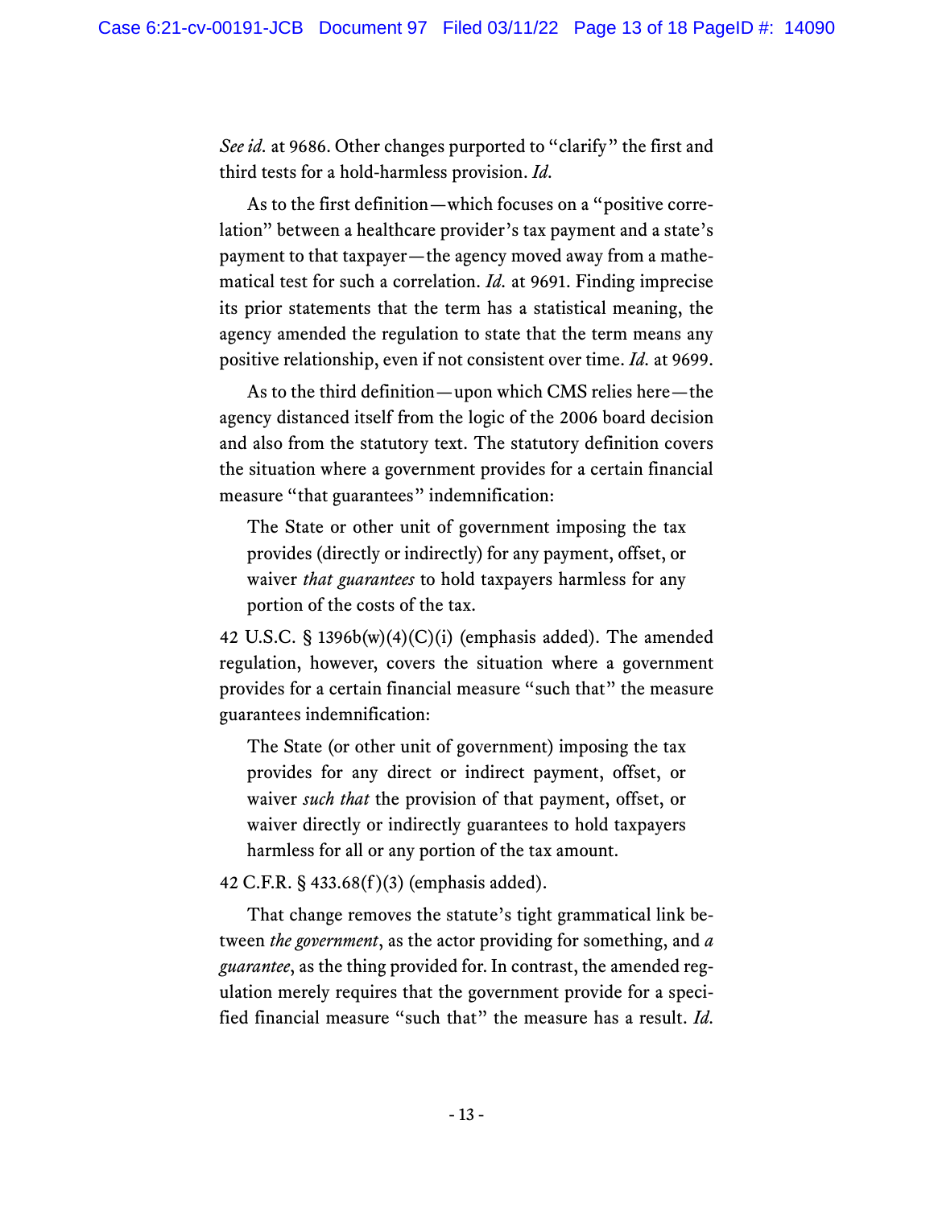*See id.* at 9686. Other changes purported to "clarify" the first and third tests for a hold-harmless provision. *Id.*

As to the first definition—which focuses on a "positive correlation" between a healthcare provider's tax payment and a state's payment to that taxpayer—the agency moved away from a mathematical test for such a correlation. *Id.* at 9691. Finding imprecise its prior statements that the term has a statistical meaning, the agency amended the regulation to state that the term means any positive relationship, even if not consistent over time. *Id.* at 9699.

As to the third definition—upon which CMS relies here—the agency distanced itself from the logic of the 2006 board decision and also from the statutory text. The statutory definition covers the situation where a government provides for a certain financial measure "that guarantees" indemnification:

> The State or other unit of government imposing the tax provides (directly or indirectly) for any payment, offset, or waiver *that guarantees* to hold taxpayers harmless for any portion of the costs of the tax.

42 U.S.C. § 1396b(w)(4)(C)(i) (emphasis added). The amended regulation, however, covers the situation where a government provides for a certain financial measure "such that" the measure guarantees indemnification:

> The State (or other unit of government) imposing the tax provides for any direct or indirect payment, offset, or waiver *such that* the provision of that payment, offset, or waiver directly or indirectly guarantees to hold taxpayers harmless for all or any portion of the tax amount.

42 C.F.R. § 433.68(f)(3) (emphasis added).

That change removes the statute's tight grammatical link between *the government*, as the actor providing for something, and *a guarantee*, as the thing provided for. In contrast, the amended regulation merely requires that the government provide for a specified financial measure "such that" the measure has a result. *Id.*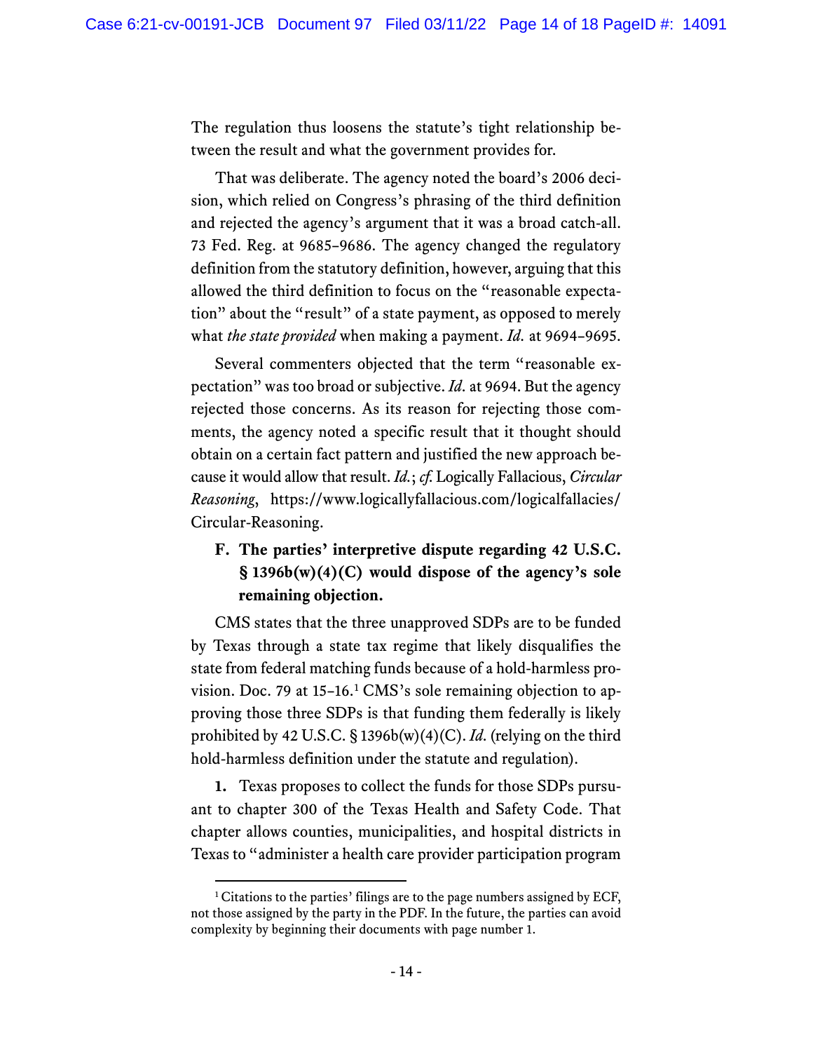The regulation thus loosens the statute's tight relationship between the result and what the government provides for.

That was deliberate. The agency noted the board's 2006 decision, which relied on Congress's phrasing of the third definition and rejected the agency's argument that it was a broad catch-all. 73 Fed. Reg. at 9685–9686. The agency changed the regulatory definition from the statutory definition, however, arguing that this allowed the third definition to focus on the "reasonable expectation" about the "result" of a state payment, as opposed to merely what *the state provided* when making a payment. *Id.* at 9694–9695.

Several commenters objected that the term "reasonable expectation" was too broad or subjective. *Id.* at 9694. But the agency rejected those concerns. As its reason for rejecting those comments, the agency noted a specific result that it thought should obtain on a certain fact pattern and justified the new approach because it would allow that result. *Id.*; *cf.* Logically Fallacious, *Circular Reasoning*, https://www.logicallyfallacious.com/logicalfallacies/Circular-Reasoning.

### F. The parties' interpretive dispute regarding 42 U.S.C. § 1396b(w)(4)(C) would dispose of the agency's sole remaining objection.

CMS states that the three unapproved SDPs are to be funded by Texas through a state tax regime that likely disqualifies the state from federal matching funds because of a hold-harmless provision. Doc. 79 at 15–16.[1] CMS's sole remaining objection to approving those three SDPs is that funding them federally is likely prohibited by 42 U.S.C. § 1396b(w)(4)(C). *Id.* (relying on the third hold-harmless definition under the statute and regulation).

**1.** Texas proposes to collect the funds for those SDPs pursuant to chapter 300 of the Texas Health and Safety Code. That chapter allows counties, municipalities, and hospital districts in Texas to "administer a health care provider participation program

---

[1] Citations to the parties' filings are to the page numbers assigned by ECF, not those assigned by the party in the PDF. In the future, the parties can avoid complexity by beginning their documents with page number 1.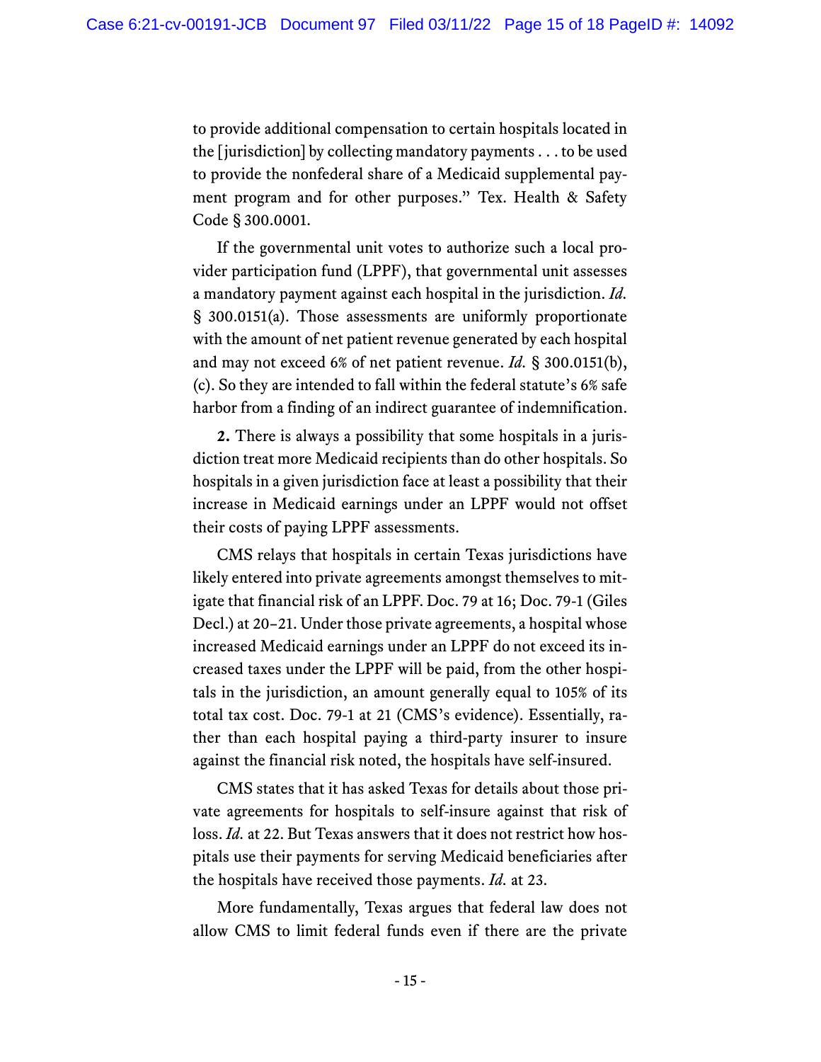to provide additional compensation to certain hospitals located in the [jurisdiction] by collecting mandatory payments . . . to be used to provide the nonfederal share of a Medicaid supplemental payment program and for other purposes." Tex. Health & Safety Code § 300.0001.

If the governmental unit votes to authorize such a local provider participation fund (LPPF), that governmental unit assesses a mandatory payment against each hospital in the jurisdiction. *Id.* § 300.0151(a). Those assessments are uniformly proportionate with the amount of net patient revenue generated by each hospital and may not exceed 6% of net patient revenue. *Id.* § 300.0151(b), (c). So they are intended to fall within the federal statute's 6% safe harbor from a finding of an indirect guarantee of indemnification.

**2.** There is always a possibility that some hospitals in a jurisdiction treat more Medicaid recipients than do other hospitals. So hospitals in a given jurisdiction face at least a possibility that their increase in Medicaid earnings under an LPPF would not offset their costs of paying LPPF assessments.

CMS relays that hospitals in certain Texas jurisdictions have likely entered into private agreements amongst themselves to mitigate that financial risk of an LPPF. Doc. 79 at 16; Doc. 79-1 (Giles Decl.) at 20–21. Under those private agreements, a hospital whose increased Medicaid earnings under an LPPF do not exceed its increased taxes under the LPPF will be paid, from the other hospitals in the jurisdiction, an amount generally equal to 105% of its total tax cost. Doc. 79-1 at 21 (CMS's evidence). Essentially, rather than each hospital paying a third-party insurer to insure against the financial risk noted, the hospitals have self-insured.

CMS states that it has asked Texas for details about those private agreements for hospitals to self-insure against that risk of loss. *Id.* at 22. But Texas answers that it does not restrict how hospitals use their payments for serving Medicaid beneficiaries after the hospitals have received those payments. *Id.* at 23.

More fundamentally, Texas argues that federal law does not allow CMS to limit federal funds even if there are the private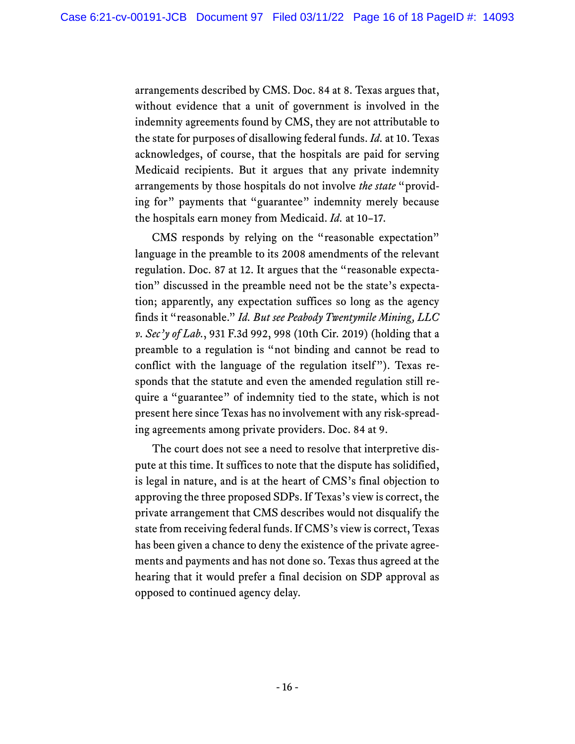arrangements described by CMS. Doc. 84 at 8. Texas argues that, without evidence that a unit of government is involved in the indemnity agreements found by CMS, they are not attributable to the state for purposes of disallowing federal funds. *Id.* at 10. Texas acknowledges, of course, that the hospitals are paid for serving Medicaid recipients. But it argues that any private indemnity arrangements by those hospitals do not involve *the state* "providing for" payments that "guarantee" indemnity merely because the hospitals earn money from Medicaid. *Id.* at 10–17.

CMS responds by relying on the "reasonable expectation" language in the preamble to its 2008 amendments of the relevant regulation. Doc. 87 at 12. It argues that the "reasonable expectation" discussed in the preamble need not be the state's expectation; apparently, any expectation suffices so long as the agency finds it "reasonable." *Id. But see Peabody Twentymile Mining, LLC v. Sec'y of Lab.*, 931 F.3d 992, 998 (10th Cir. 2019) (holding that a preamble to a regulation is "not binding and cannot be read to conflict with the language of the regulation itself"). Texas responds that the statute and even the amended regulation still require a "guarantee" of indemnity tied to the state, which is not present here since Texas has no involvement with any risk-spreading agreements among private providers. Doc. 84 at 9.

The court does not see a need to resolve that interpretive dispute at this time. It suffices to note that the dispute has solidified, is legal in nature, and is at the heart of CMS's final objection to approving the three proposed SDPs. If Texas's view is correct, the private arrangement that CMS describes would not disqualify the state from receiving federal funds. If CMS's view is correct, Texas has been given a chance to deny the existence of the private agreements and payments and has not done so. Texas thus agreed at the hearing that it would prefer a final decision on SDP approval as opposed to continued agency delay.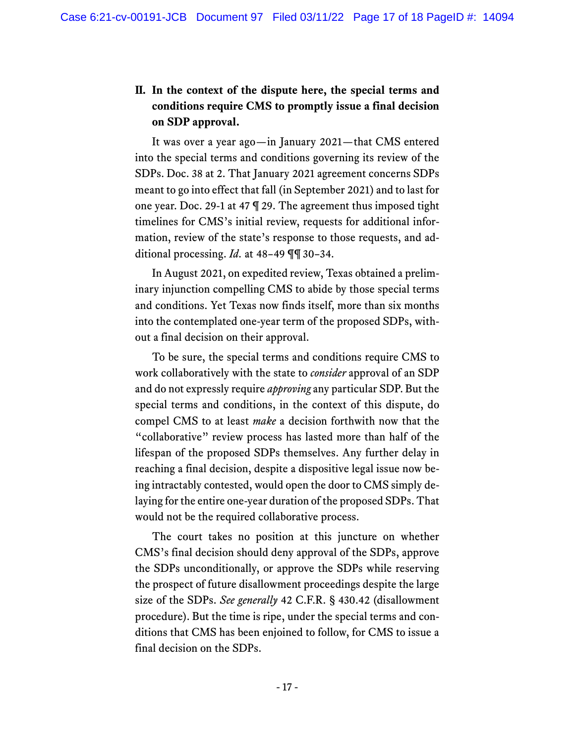## II. In the context of the dispute here, the special terms and conditions require CMS to promptly issue a final decision on SDP approval.

It was over a year ago—in January 2021—that CMS entered into the special terms and conditions governing its review of the SDPs. Doc. 38 at 2. That January 2021 agreement concerns SDPs meant to go into effect that fall (in September 2021) and to last for one year. Doc. 29-1 at 47 ¶ 29. The agreement thus imposed tight timelines for CMS's initial review, requests for additional information, review of the state's response to those requests, and additional processing. *Id.* at 48–49 ¶¶ 30–34.

In August 2021, on expedited review, Texas obtained a preliminary injunction compelling CMS to abide by those special terms and conditions. Yet Texas now finds itself, more than six months into the contemplated one-year term of the proposed SDPs, without a final decision on their approval.

To be sure, the special terms and conditions require CMS to work collaboratively with the state to *consider* approval of an SDP and do not expressly require *approving* any particular SDP. But the special terms and conditions, in the context of this dispute, do compel CMS to at least *make* a decision forthwith now that the "collaborative" review process has lasted more than half of the lifespan of the proposed SDPs themselves. Any further delay in reaching a final decision, despite a dispositive legal issue now being intractably contested, would open the door to CMS simply delaying for the entire one-year duration of the proposed SDPs. That would not be the required collaborative process.

The court takes no position at this juncture on whether CMS's final decision should deny approval of the SDPs, approve the SDPs unconditionally, or approve the SDPs while reserving the prospect of future disallowment proceedings despite the large size of the SDPs. *See generally* 42 C.F.R. § 430.42 (disallowment procedure). But the time is ripe, under the special terms and conditions that CMS has been enjoined to follow, for CMS to issue a final decision on the SDPs.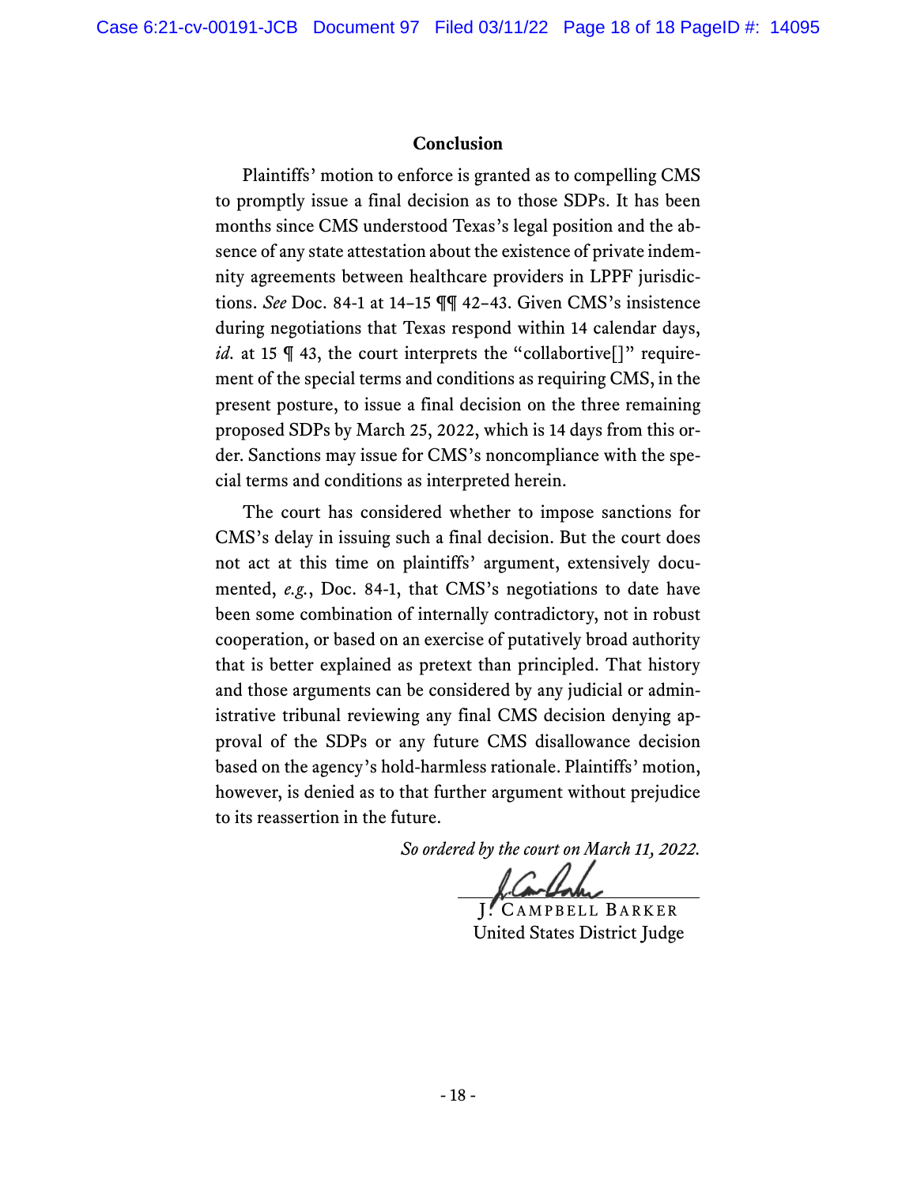## Conclusion

Plaintiffs' motion to enforce is granted as to compelling CMS to promptly issue a final decision as to those SDPs. It has been months since CMS understood Texas's legal position and the absence of any state attestation about the existence of private indemnity agreements between healthcare providers in LPPF jurisdictions. *See* Doc. 84-1 at 14–15 ¶¶ 42–43. Given CMS's insistence during negotiations that Texas respond within 14 calendar days, *id.* at 15 ¶ 43, the court interprets the "collabortive[]" requirement of the special terms and conditions as requiring CMS, in the present posture, to issue a final decision on the three remaining proposed SDPs by March 25, 2022, which is 14 days from this order. Sanctions may issue for CMS's noncompliance with the special terms and conditions as interpreted herein.

The court has considered whether to impose sanctions for CMS's delay in issuing such a final decision. But the court does not act at this time on plaintiffs' argument, extensively documented, *e.g.*, Doc. 84-1, that CMS's negotiations to date have been some combination of internally contradictory, not in robust cooperation, or based on an exercise of putatively broad authority that is better explained as pretext than principled. That history and those arguments can be considered by any judicial or administrative tribunal reviewing any final CMS decision denying approval of the SDPs or any future CMS disallowance decision based on the agency's hold-harmless rationale. Plaintiffs' motion, however, is denied as to that further argument without prejudice to its reassertion in the future.

*So ordered by the court on March 11, 2022.*

J. CAMPBELL BARKER
United States District Judge